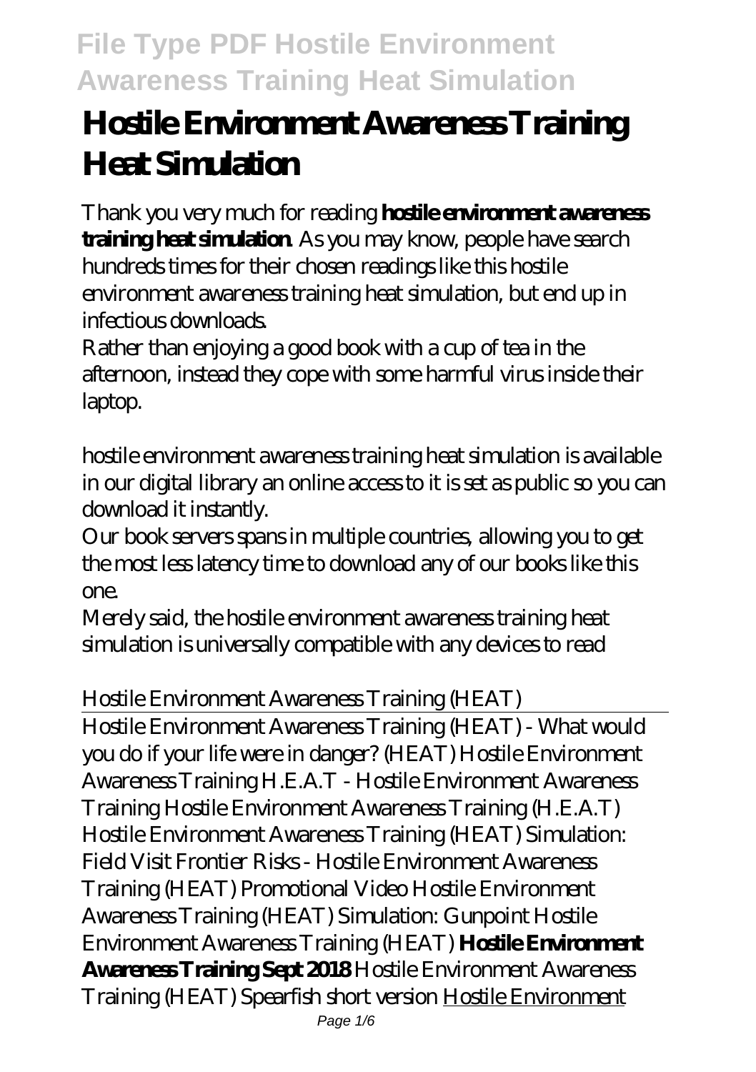# Hostile Environment Awareness Training Heat Simulation

Thank you very much for reading **hostile environment awareness training heat simulation**. As you may know, people have search hundreds times for their chosen readings like this hostile environment awareness training heat simulation, but end up in infectious downloads.

Rather than enjoying a good book with a cup of tea in the afternoon, instead they cope with some harmful virus inside their laptop.

hostile environment awareness training heat simulation is available in our digital library an online access to it is set as public so you can download it instantly.

Our book servers spans in multiple countries, allowing you to get the most less latency time to download any of our books like this one.

Merely said, the hostile environment awareness training heat simulation is universally compatible with any devices to read

*Hostile Environment Awareness Training (HEAT)*

Hostile Environment Awareness Training (HEAT) - What would you do if your life were in danger? *(HEAT) Hostile Environment Awareness Training H.E.A.T - Hostile Environment Awareness Training Hostile Environment Awareness Training (H.E.A.T) Hostile Environment Awareness Training (HEAT) Simulation: Field Visit Frontier Risks - Hostile Environment Awareness Training (HEAT) Promotional Video Hostile Environment Awareness Training (HEAT) Simulation: Gunpoint Hostile Environment Awareness Training (HEAT)* **Hostile Environment Awareness Training Sept 2018** *Hostile Environment Awareness Training (HEAT) Spearfish short version* Hostile Environment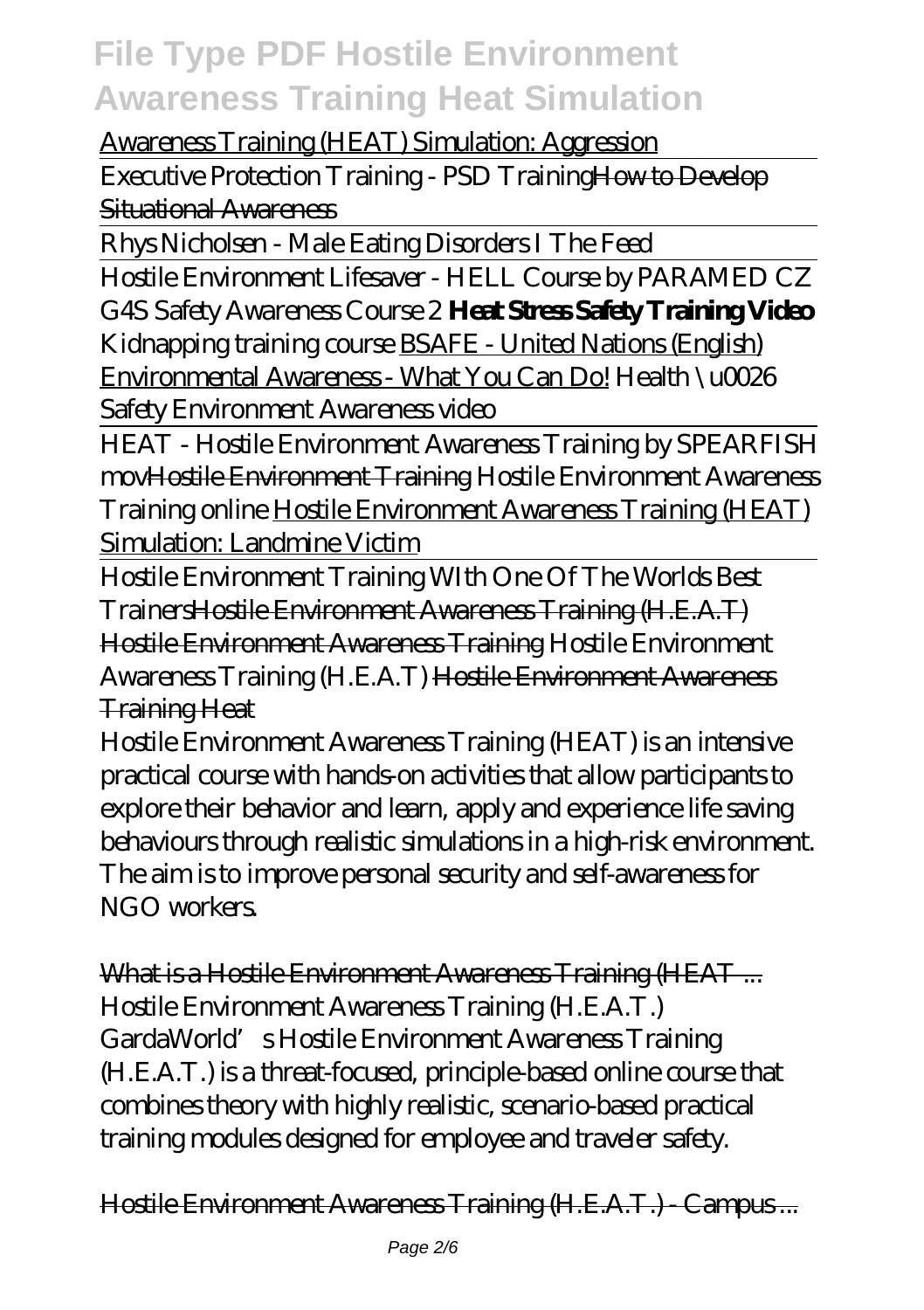Awareness Training (HEAT) Simulation: Aggression

Executive Protection Training - PSD Training ~~How to Develop Situational Awareness~~

Rhys Nicholsen - Male Eating Disorders I The Feed

Hostile Environment Lifesaver - HELL Course by PARAMED CZ *G4S Safety Awareness Course 2* **Heat Stress Safety Training Video** *Kidnapping training course* BSAFE - United Nations (English) Environmental Awareness - What You Can Do! *Health \u0026 Safety Environment Awareness video*

HEAT - Hostile Environment Awareness Training by SPEARFISH mov ~~Hostile Environment Training~~ *Hostile Environment Awareness Training online* Hostile Environment Awareness Training (HEAT) Simulation: Landmine Victim

Hostile Environment Training WIth One Of The Worlds Best Trainers ~~Hostile Environment Awareness Training (H.E.A.T)~~ ~~Hostile Environment Awareness Training~~ *Hostile Environment Awareness Training (H.E.A.T)* ~~Hostile Environment Awareness Training Heat~~

Hostile Environment Awareness Training (HEAT) is an intensive practical course with hands-on activities that allow participants to explore their behavior and learn, apply and experience life saving behaviours through realistic simulations in a high-risk environment. The aim is to improve personal security and self-awareness for NGO workers.

~~What is a Hostile Environment Awareness Training (HEAT ...~~

Hostile Environment Awareness Training (H.E.A.T.) GardaWorld's Hostile Environment Awareness Training (H.E.A.T.) is a threat-focused, principle-based online course that combines theory with highly realistic, scenario-based practical training modules designed for employee and traveler safety.

~~Hostile Environment Awareness Training (H.E.A.T.) - Campus ...~~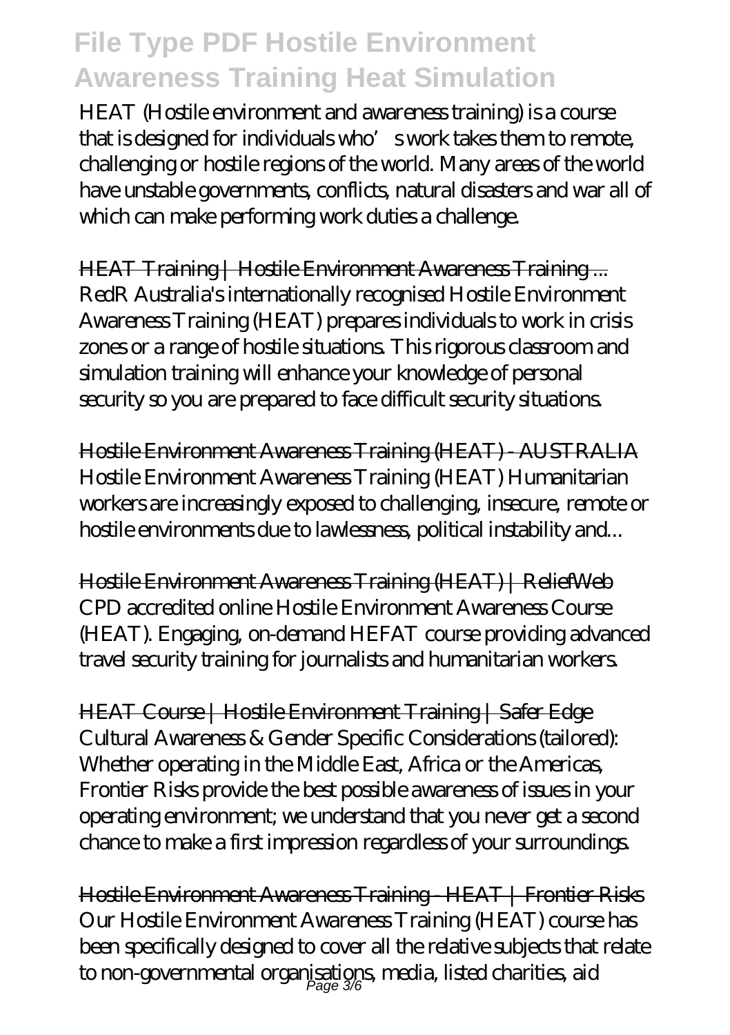HEAT (Hostile environment and awareness training) is a course that is designed for individuals who' s work takes them to remote, challenging or hostile regions of the world. Many areas of the world have unstable governments, conflicts, natural disasters and war all of which can make performing work duties a challenge.

HEAT Training | Hostile Environment Awareness Training ...
RedR Australia's internationally recognised Hostile Environment Awareness Training (HEAT) prepares individuals to work in crisis zones or a range of hostile situations. This rigorous classroom and simulation training will enhance your knowledge of personal security so you are prepared to face difficult security situations.

Hostile Environment Awareness Training (HEAT) - AUSTRALIA
Hostile Environment Awareness Training (HEAT) Humanitarian workers are increasingly exposed to challenging, insecure, remote or hostile environments due to lawlessness, political instability and...

Hostile Environment Awareness Training (HEAT) | ReliefWeb
CPD accredited online Hostile Environment Awareness Course (HEAT). Engaging, on-demand HEFAT course providing advanced travel security training for journalists and humanitarian workers.

HEAT Course | Hostile Environment Training | Safer Edge
Cultural Awareness & Gender Specific Considerations (tailored): Whether operating in the Middle East, Africa or the Americas, Frontier Risks provide the best possible awareness of issues in your operating environment; we understand that you never get a second chance to make a first impression regardless of your surroundings.

Hostile Environment Awareness Training - HEAT | Frontier Risks
Our Hostile Environment Awareness Training (HEAT) course has been specifically designed to cover all the relative subjects that relate to non-governmental organisations, media, listed charities, aid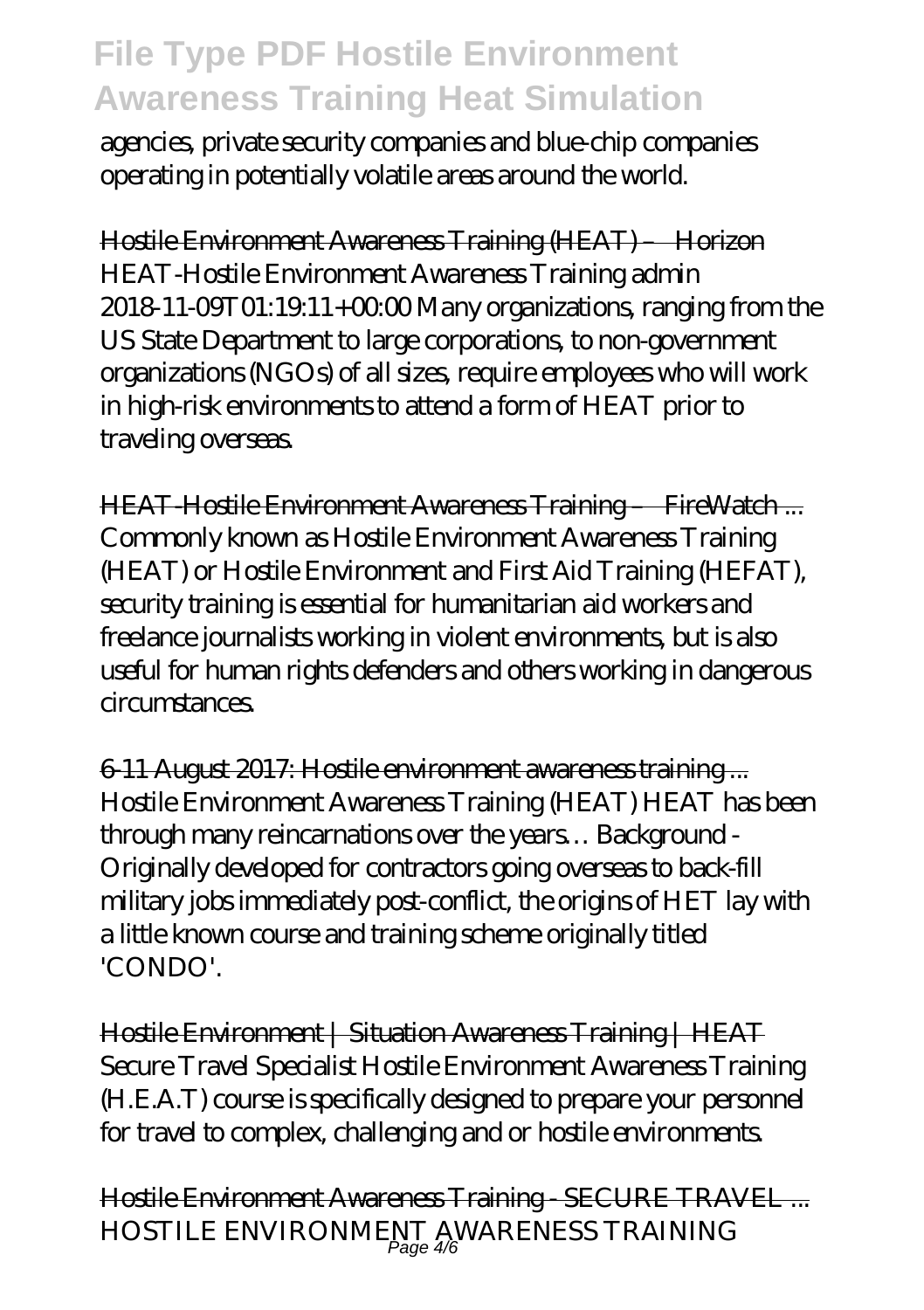agencies, private security companies and blue-chip companies operating in potentially volatile areas around the world.

Hostile Environment Awareness Training (HEAT) – Horizon
HEAT-Hostile Environment Awareness Training admin 2018-11-09T01:19:11+00:00 Many organizations, ranging from the US State Department to large corporations, to non-government organizations (NGOs) of all sizes, require employees who will work in high-risk environments to attend a form of HEAT prior to traveling overseas.

HEAT-Hostile Environment Awareness Training – FireWatch ...
Commonly known as Hostile Environment Awareness Training (HEAT) or Hostile Environment and First Aid Training (HEFAT), security training is essential for humanitarian aid workers and freelance journalists working in violent environments, but is also useful for human rights defenders and others working in dangerous circumstances.

6-11 August 2017: Hostile environment awareness training ...
Hostile Environment Awareness Training (HEAT) HEAT has been through many reincarnations over the years… Background - Originally developed for contractors going overseas to back-fill military jobs immediately post-conflict, the origins of HET lay with a little known course and training scheme originally titled 'CONDO'.

Hostile Environment | Situation Awareness Training | HEAT
Secure Travel Specialist Hostile Environment Awareness Training (H.E.A.T) course is specifically designed to prepare your personnel for travel to complex, challenging and or hostile environments.

Hostile Environment Awareness Training - SECURE TRAVEL ...
HOSTILE ENVIRONMENT AWARENESS TRAINING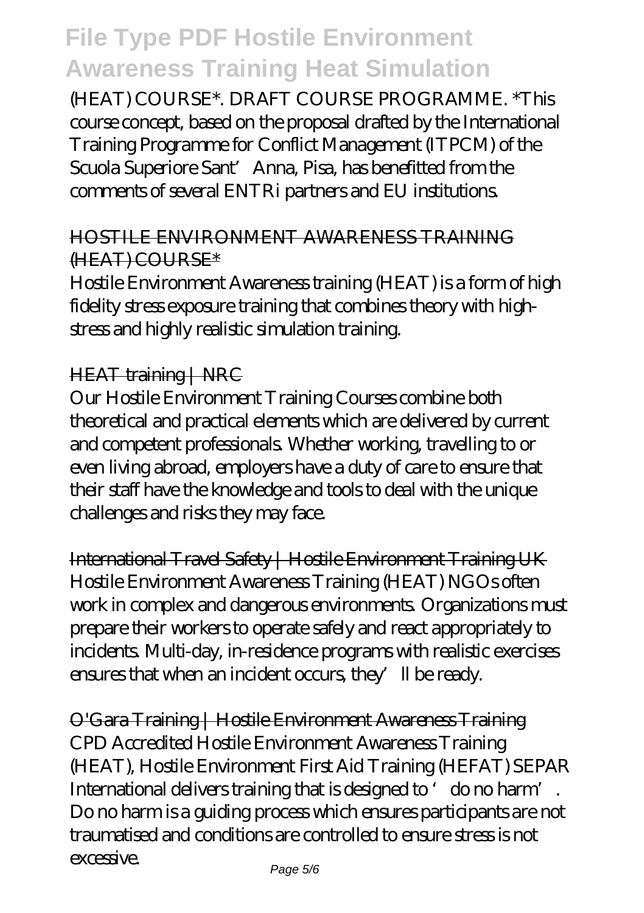(HEAT) COURSE*. DRAFT COURSE PROGRAMME. *This course concept, based on the proposal drafted by the International Training Programme for Conflict Management (ITPCM) of the Scuola Superiore Sant' Anna, Pisa, has benefitted from the comments of several ENTRi partners and EU institutions.

HOSTILE ENVIRONMENT AWARENESS TRAINING (HEAT) COURSE*

Hostile Environment Awareness training (HEAT) is a form of high fidelity stress exposure training that combines theory with high-stress and highly realistic simulation training.

HEAT training | NRC

Our Hostile Environment Training Courses combine both theoretical and practical elements which are delivered by current and competent professionals. Whether working, travelling to or even living abroad, employers have a duty of care to ensure that their staff have the knowledge and tools to deal with the unique challenges and risks they may face.

International Travel Safety | Hostile Environment Training UK

Hostile Environment Awareness Training (HEAT) NGOs often work in complex and dangerous environments. Organizations must prepare their workers to operate safely and react appropriately to incidents. Multi-day, in-residence programs with realistic exercises ensures that when an incident occurs, they' ll be ready.

O'Gara Training | Hostile Environment Awareness Training

CPD Accredited Hostile Environment Awareness Training (HEAT), Hostile Environment First Aid Training (HEFAT) SEPAR International delivers training that is designed to ' do no harm'. Do no harm is a guiding process which ensures participants are not traumatised and conditions are controlled to ensure stress is not excessive.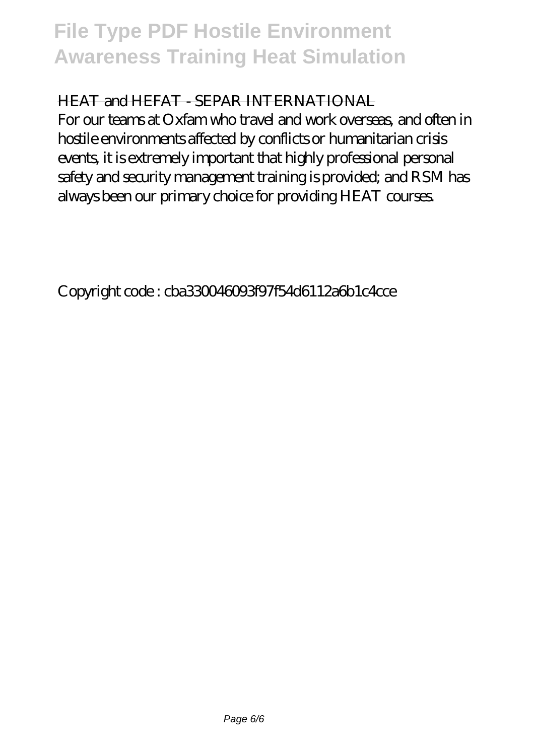HEAT and HEFAT - SEPAR INTERNATIONAL

For our teams at Oxfam who travel and work overseas, and often in hostile environments affected by conflicts or humanitarian crisis events, it is extremely important that highly professional personal safety and security management training is provided; and RSM has always been our primary choice for providing HEAT courses.

Copyright code : cba330046093f97f54d6112a6b1c4cce